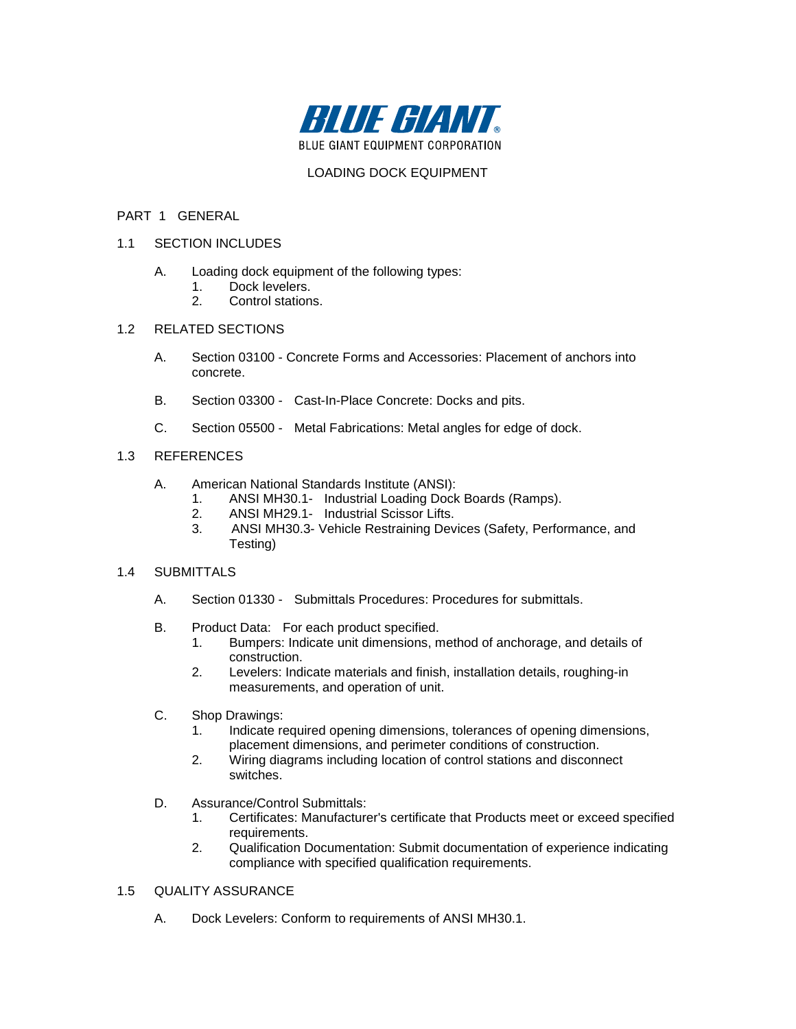BLUE GIANT

BLUE GIANT EQUIPMENT CORPORATION

LOADING DOCK EQUIPMENT

# PART 1 GENERAL

## 1.1 SECTION INCLUDES

A. Loading dock equipment of the following types:
   1. Dock levelers.
   2. Control stations.

## 1.2 RELATED SECTIONS

A. Section 03100 - Concrete Forms and Accessories: Placement of anchors into concrete.

B. Section 03300 - Cast-In-Place Concrete: Docks and pits.

C. Section 05500 - Metal Fabrications: Metal angles for edge of dock.

## 1.3 REFERENCES

A. American National Standards Institute (ANSI):
   1. ANSI MH30.1- Industrial Loading Dock Boards (Ramps).
   2. ANSI MH29.1- Industrial Scissor Lifts.
   3. ANSI MH30.3- Vehicle Restraining Devices (Safety, Performance, and Testing)

## 1.4 SUBMITTALS

A. Section 01330 - Submittals Procedures: Procedures for submittals.

B. Product Data: For each product specified.
   1. Bumpers: Indicate unit dimensions, method of anchorage, and details of construction.
   2. Levelers: Indicate materials and finish, installation details, roughing-in measurements, and operation of unit.

C. Shop Drawings:
   1. Indicate required opening dimensions, tolerances of opening dimensions, placement dimensions, and perimeter conditions of construction.
   2. Wiring diagrams including location of control stations and disconnect switches.

D. Assurance/Control Submittals:
   1. Certificates: Manufacturer's certificate that Products meet or exceed specified requirements.
   2. Qualification Documentation: Submit documentation of experience indicating compliance with specified qualification requirements.

## 1.5 QUALITY ASSURANCE

A. Dock Levelers: Conform to requirements of ANSI MH30.1.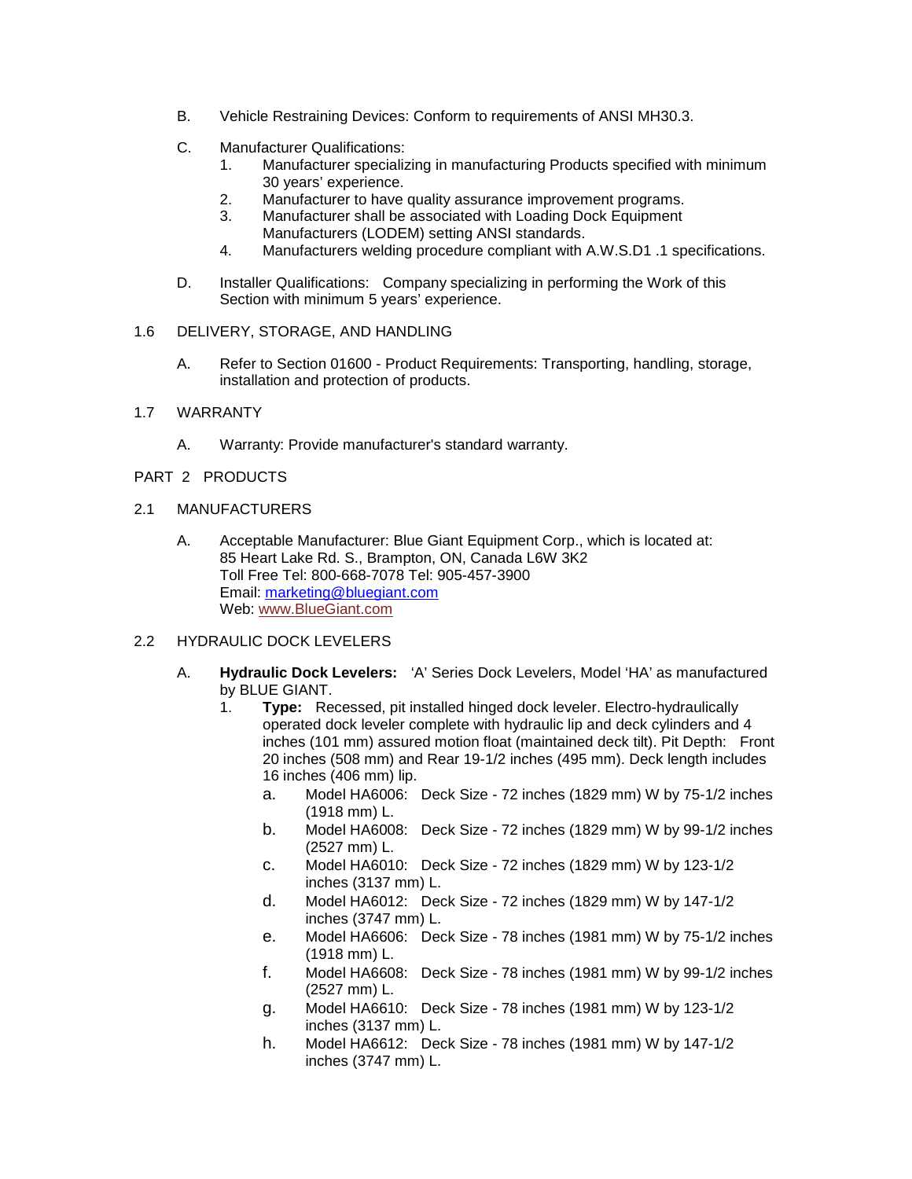B. Vehicle Restraining Devices: Conform to requirements of ANSI MH30.3.

C. Manufacturer Qualifications:
   1. Manufacturer specializing in manufacturing Products specified with minimum 30 years' experience.
   2. Manufacturer to have quality assurance improvement programs.
   3. Manufacturer shall be associated with Loading Dock Equipment Manufacturers (LODEM) setting ANSI standards.
   4. Manufacturers welding procedure compliant with A.W.S.D1 .1 specifications.

D. Installer Qualifications: Company specializing in performing the Work of this Section with minimum 5 years' experience.

## 1.6 DELIVERY, STORAGE, AND HANDLING

A. Refer to Section 01600 - Product Requirements: Transporting, handling, storage, installation and protection of products.

## 1.7 WARRANTY

A. Warranty: Provide manufacturer's standard warranty.

# PART 2 PRODUCTS

## 2.1 MANUFACTURERS

A. Acceptable Manufacturer: Blue Giant Equipment Corp., which is located at:
85 Heart Lake Rd. S., Brampton, ON, Canada L6W 3K2
Toll Free Tel: 800-668-7078 Tel: 905-457-3900
Email: [marketing@bluegiant.com](mailto:marketing@bluegiant.com)
Web: [www.BlueGiant.com](http://www.BlueGiant.com)

## 2.2 HYDRAULIC DOCK LEVELERS

A. **Hydraulic Dock Levelers:** 'A' Series Dock Levelers, Model 'HA' as manufactured by BLUE GIANT.
   1. **Type:** Recessed, pit installed hinged dock leveler. Electro-hydraulically operated dock leveler complete with hydraulic lip and deck cylinders and 4 inches (101 mm) assured motion float (maintained deck tilt). Pit Depth: Front 20 inches (508 mm) and Rear 19-1/2 inches (495 mm). Deck length includes 16 inches (406 mm) lip.
      a. Model HA6006: Deck Size - 72 inches (1829 mm) W by 75-1/2 inches (1918 mm) L.
      b. Model HA6008: Deck Size - 72 inches (1829 mm) W by 99-1/2 inches (2527 mm) L.
      c. Model HA6010: Deck Size - 72 inches (1829 mm) W by 123-1/2 inches (3137 mm) L.
      d. Model HA6012: Deck Size - 72 inches (1829 mm) W by 147-1/2 inches (3747 mm) L.
      e. Model HA6606: Deck Size - 78 inches (1981 mm) W by 75-1/2 inches (1918 mm) L.
      f. Model HA6608: Deck Size - 78 inches (1981 mm) W by 99-1/2 inches (2527 mm) L.
      g. Model HA6610: Deck Size - 78 inches (1981 mm) W by 123-1/2 inches (3137 mm) L.
      h. Model HA6612: Deck Size - 78 inches (1981 mm) W by 147-1/2 inches (3747 mm) L.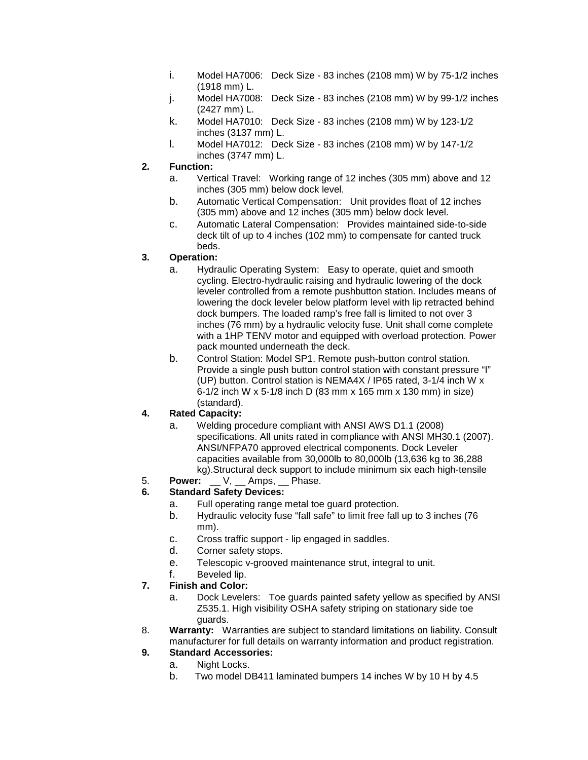i. Model HA7006: Deck Size - 83 inches (2108 mm) W by 75-1/2 inches (1918 mm) L.

j. Model HA7008: Deck Size - 83 inches (2108 mm) W by 99-1/2 inches (2427 mm) L.

k. Model HA7010: Deck Size - 83 inches (2108 mm) W by 123-1/2 inches (3137 mm) L.

l. Model HA7012: Deck Size - 83 inches (2108 mm) W by 147-1/2 inches (3747 mm) L.

**2. Function:**

a. Vertical Travel: Working range of 12 inches (305 mm) above and 12 inches (305 mm) below dock level.

b. Automatic Vertical Compensation: Unit provides float of 12 inches (305 mm) above and 12 inches (305 mm) below dock level.

c. Automatic Lateral Compensation: Provides maintained side-to-side deck tilt of up to 4 inches (102 mm) to compensate for canted truck beds.

**3. Operation:**

a. Hydraulic Operating System: Easy to operate, quiet and smooth cycling. Electro-hydraulic raising and hydraulic lowering of the dock leveler controlled from a remote pushbutton station. Includes means of lowering the dock leveler below platform level with lip retracted behind dock bumpers. The loaded ramp's free fall is limited to not over 3 inches (76 mm) by a hydraulic velocity fuse. Unit shall come complete with a 1HP TENV motor and equipped with overload protection. Power pack mounted underneath the deck.

b. Control Station: Model SP1. Remote push-button control station. Provide a single push button control station with constant pressure "I" (UP) button. Control station is NEMA4X / IP65 rated, 3-1/4 inch W x 6-1/2 inch W x 5-1/8 inch D (83 mm x 165 mm x 130 mm) in size) (standard).

**4. Rated Capacity:**

a. Welding procedure compliant with ANSI AWS D1.1 (2008) specifications. All units rated in compliance with ANSI MH30.1 (2007). ANSI/NFPA70 approved electrical components. Dock Leveler capacities available from 30,000lb to 80,000lb (13,636 kg to 36,288 kg).Structural deck support to include minimum six each high-tensile

5. **Power:** __ V, __ Amps, __ Phase.

**6. Standard Safety Devices:**

a. Full operating range metal toe guard protection.

b. Hydraulic velocity fuse "fall safe" to limit free fall up to 3 inches (76 mm).

c. Cross traffic support - lip engaged in saddles.

d. Corner safety stops.

e. Telescopic v-grooved maintenance strut, integral to unit.

f. Beveled lip.

**7. Finish and Color:**

a. Dock Levelers: Toe guards painted safety yellow as specified by ANSI Z535.1. High visibility OSHA safety striping on stationary side toe guards.

8. **Warranty:** Warranties are subject to standard limitations on liability. Consult manufacturer for full details on warranty information and product registration.

**9. Standard Accessories:**

a. Night Locks.

b. Two model DB411 laminated bumpers 14 inches W by 10 H by 4.5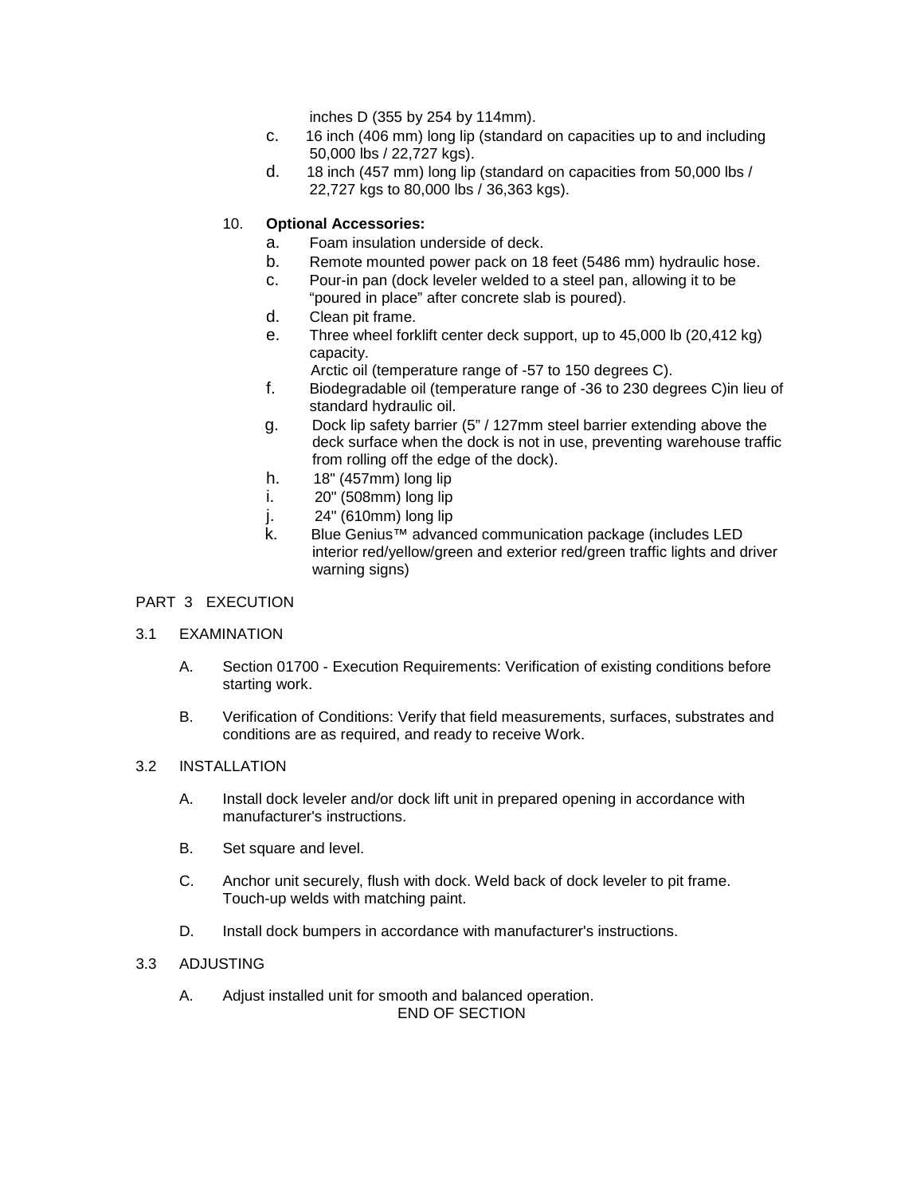inches D (355 by 254 by 114mm).

c. 16 inch (406 mm) long lip (standard on capacities up to and including 50,000 lbs / 22,727 kgs).

d. 18 inch (457 mm) long lip (standard on capacities from 50,000 lbs / 22,727 kgs to 80,000 lbs / 36,363 kgs).

10. **Optional Accessories:**
    - a. Foam insulation underside of deck.
    - b. Remote mounted power pack on 18 feet (5486 mm) hydraulic hose.
    - c. Pour-in pan (dock leveler welded to a steel pan, allowing it to be "poured in place" after concrete slab is poured).
    - d. Clean pit frame.
    - e. Three wheel forklift center deck support, up to 45,000 lb (20,412 kg) capacity.
      Arctic oil (temperature range of -57 to 150 degrees C).
    - f. Biodegradable oil (temperature range of -36 to 230 degrees C)in lieu of standard hydraulic oil.
    - g. Dock lip safety barrier (5" / 127mm steel barrier extending above the deck surface when the dock is not in use, preventing warehouse traffic from rolling off the edge of the dock).
    - h. 18" (457mm) long lip
    - i. 20" (508mm) long lip
    - j. 24" (610mm) long lip
    - k. Blue Genius™ advanced communication package (includes LED interior red/yellow/green and exterior red/green traffic lights and driver warning signs)

## PART 3 EXECUTION

### 3.1 EXAMINATION

A. Section 01700 - Execution Requirements: Verification of existing conditions before starting work.

B. Verification of Conditions: Verify that field measurements, surfaces, substrates and conditions are as required, and ready to receive Work.

### 3.2 INSTALLATION

A. Install dock leveler and/or dock lift unit in prepared opening in accordance with manufacturer's instructions.

B. Set square and level.

C. Anchor unit securely, flush with dock. Weld back of dock leveler to pit frame. Touch-up welds with matching paint.

D. Install dock bumpers in accordance with manufacturer's instructions.

### 3.3 ADJUSTING

A. Adjust installed unit for smooth and balanced operation.

END OF SECTION